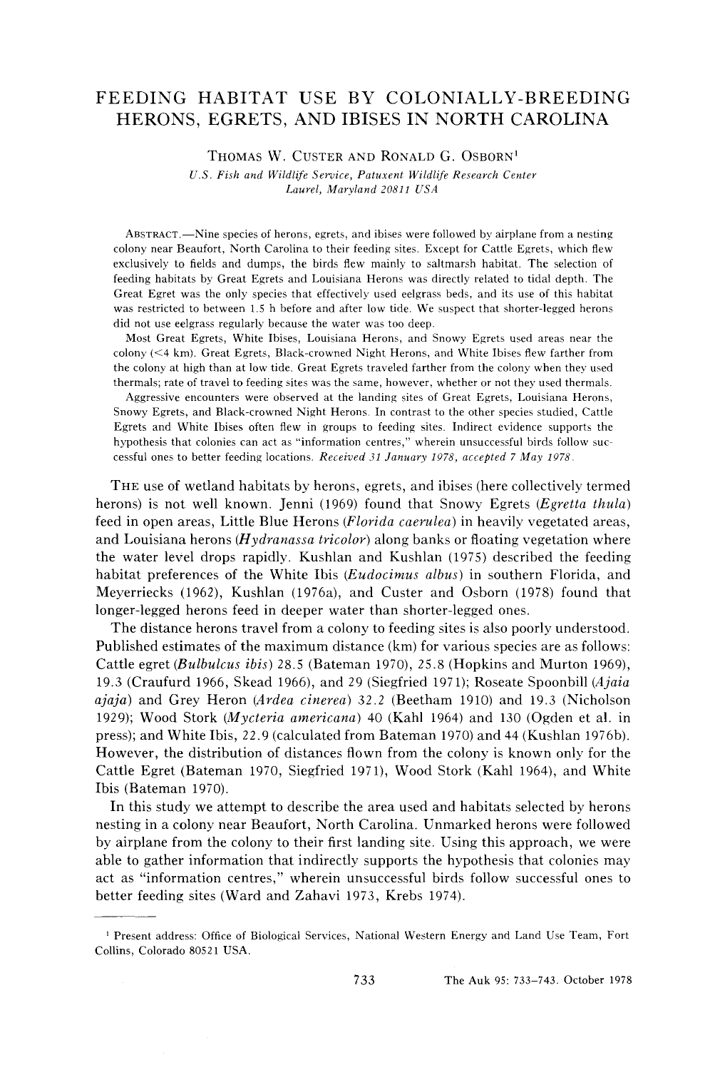# FEEDING HABITAT USE BY COLONIALLY-BREEDING HERONS, EGRETS, AND IBISES IN NORTH CAROLINA

THOMAS W. CUSTER AND RONALD G. OSBORN[1]

*U.S. Fish and Wildlife Service, Patuxent Wildlife Research Center*
*Laurel, Maryland 20811 USA*

ABSTRACT.—Nine species of herons, egrets, and ibises were followed by airplane from a nesting colony near Beaufort, North Carolina to their feeding sites. Except for Cattle Egrets, which flew exclusively to fields and dumps, the birds flew mainly to saltmarsh habitat. The selection of feeding habitats by Great Egrets and Louisiana Herons was directly related to tidal depth. The Great Egret was the only species that effectively used eelgrass beds, and its use of this habitat was restricted to between 1.5 h before and after low tide. We suspect that shorter-legged herons did not use eelgrass regularly because the water was too deep.

Most Great Egrets, White Ibises, Louisiana Herons, and Snowy Egrets used areas near the colony (<4 km). Great Egrets, Black-crowned Night Herons, and White Ibises flew farther from the colony at high than at low tide. Great Egrets traveled farther from the colony when they used thermals; rate of travel to feeding sites was the same, however, whether or not they used thermals.

Aggressive encounters were observed at the landing sites of Great Egrets, Louisiana Herons, Snowy Egrets, and Black-crowned Night Herons. In contrast to the other species studied, Cattle Egrets and White Ibises often flew in groups to feeding sites. Indirect evidence supports the hypothesis that colonies can act as "information centres," wherein unsuccessful birds follow successful ones to better feeding locations. *Received 31 January 1978, accepted 7 May 1978.*

THE use of wetland habitats by herons, egrets, and ibises (here collectively termed herons) is not well known. Jenni (1969) found that Snowy Egrets (*Egretta thula*) feed in open areas, Little Blue Herons (*Florida caerulea*) in heavily vegetated areas, and Louisiana herons (*Hydranassa tricolor*) along banks or floating vegetation where the water level drops rapidly. Kushlan and Kushlan (1975) described the feeding habitat preferences of the White Ibis (*Eudocimus albus*) in southern Florida, and Meyerriecks (1962), Kushlan (1976a), and Custer and Osborn (1978) found that longer-legged herons feed in deeper water than shorter-legged ones.

The distance herons travel from a colony to feeding sites is also poorly understood. Published estimates of the maximum distance (km) for various species are as follows: Cattle egret (*Bulbulcus ibis*) 28.5 (Bateman 1970), 25.8 (Hopkins and Murton 1969), 19.3 (Craufurd 1966, Skead 1966), and 29 (Siegfried 1971); Roseate Spoonbill (*Ajaia ajaja*) and Grey Heron (*Ardea cinerea*) 32.2 (Beetham 1910) and 19.3 (Nicholson 1929); Wood Stork (*Mycteria americana*) 40 (Kahl 1964) and 130 (Ogden et al. in press); and White Ibis, 22.9 (calculated from Bateman 1970) and 44 (Kushlan 1976b). However, the distribution of distances flown from the colony is known only for the Cattle Egret (Bateman 1970, Siegfried 1971), Wood Stork (Kahl 1964), and White Ibis (Bateman 1970).

In this study we attempt to describe the area used and habitats selected by herons nesting in a colony near Beaufort, North Carolina. Unmarked herons were followed by airplane from the colony to their first landing site. Using this approach, we were able to gather information that indirectly supports the hypothesis that colonies may act as "information centres," wherein unsuccessful birds follow successful ones to better feeding sites (Ward and Zahavi 1973, Krebs 1974).

---

[1] Present address: Office of Biological Services, National Western Energy and Land Use Team, Fort Collins, Colorado 80521 USA.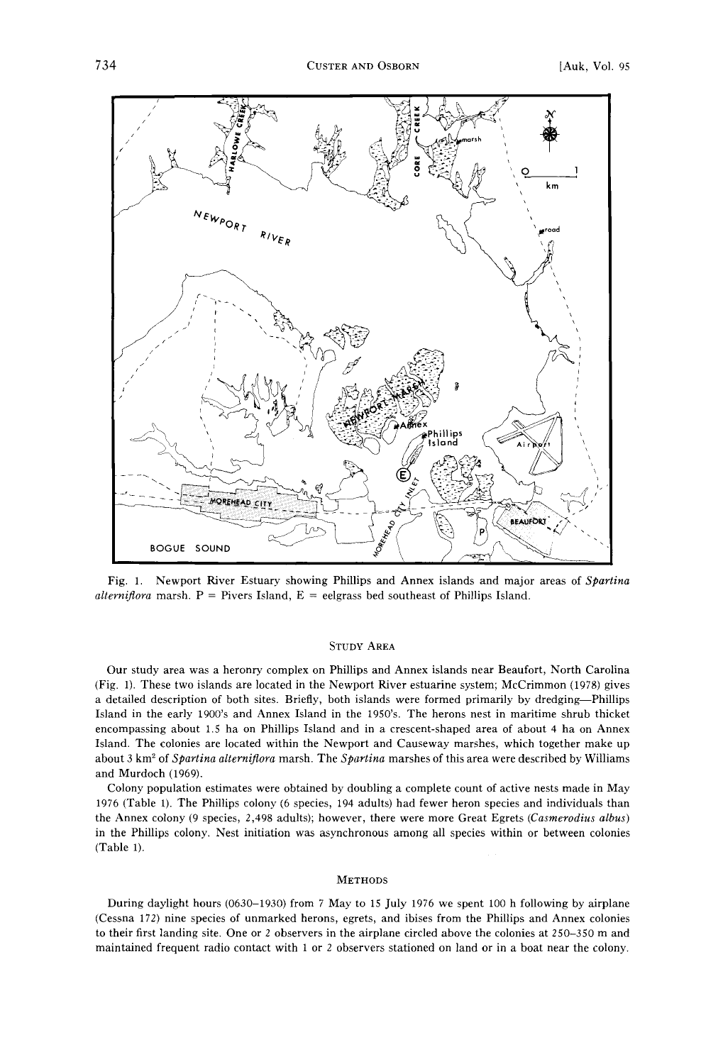Fig. 1. Newport River Estuary showing Phillips and Annex islands and major areas of *Spartina alterniflora* marsh. P = Pivers Island, E = eelgrass bed southeast of Phillips Island.

## Study Area

Our study area was a heronry complex on Phillips and Annex islands near Beaufort, North Carolina (Fig. 1). These two islands are located in the Newport River estuarine system; McCrimmon (1978) gives a detailed description of both sites. Briefly, both islands were formed primarily by dredging—Phillips Island in the early 1900's and Annex Island in the 1950's. The herons nest in maritime shrub thicket encompassing about 1.5 ha on Phillips Island and in a crescent-shaped area of about 4 ha on Annex Island. The colonies are located within the Newport and Causeway marshes, which together make up about 3 km$^2$ of *Spartina alterniflora* marsh. The *Spartina* marshes of this area were described by Williams and Murdoch (1969).

Colony population estimates were obtained by doubling a complete count of active nests made in May 1976 (Table 1). The Phillips colony (6 species, 194 adults) had fewer heron species and individuals than the Annex colony (9 species, 2,498 adults); however, there were more Great Egrets (*Casmerodius albus*) in the Phillips colony. Nest initiation was asynchronous among all species within or between colonies (Table 1).

## Methods

During daylight hours (0630–1930) from 7 May to 15 July 1976 we spent 100 h following by airplane (Cessna 172) nine species of unmarked herons, egrets, and ibises from the Phillips and Annex colonies to their first landing site. One or 2 observers in the airplane circled above the colonies at 250–350 m and maintained frequent radio contact with 1 or 2 observers stationed on land or in a boat near the colony.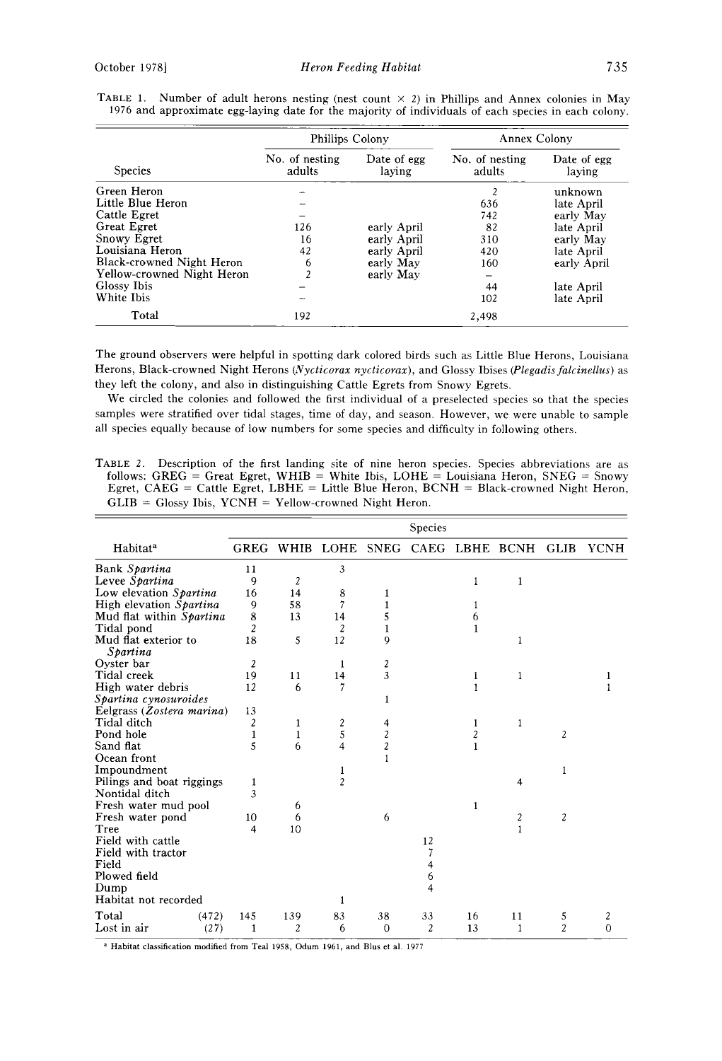TABLE 1. Number of adult herons nesting (nest count × 2) in Phillips and Annex colonies in May 1976 and approximate egg-laying date for the majority of individuals of each species in each colony.

| | Phillips Colony | | Annex Colony | |
|---|---|---|---|---|
| Species | No. of nesting adults | Date of egg laying | No. of nesting adults | Date of egg laying |
| Green Heron | – | | 2 | unknown |
| Little Blue Heron | – | | 636 | late April |
| Cattle Egret | – | | 742 | early May |
| Great Egret | 126 | early April | 82 | late April |
| Snowy Egret | 16 | early April | 310 | early May |
| Louisiana Heron | 42 | early April | 420 | late April |
| Black-crowned Night Heron | 6 | early May | 160 | early April |
| Yellow-crowned Night Heron | 2 | early May | – | |
| Glossy Ibis | – | | 44 | late April |
| White Ibis | – | | 102 | late April |
| Total | 192 | | 2,498 | |

The ground observers were helpful in spotting dark colored birds such as Little Blue Herons, Louisiana Herons, Black-crowned Night Herons (*Nycticorax nycticorax*), and Glossy Ibises (*Plegadis falcinellus*) as they left the colony, and also in distinguishing Cattle Egrets from Snowy Egrets.

We circled the colonies and followed the first individual of a preselected species so that the species samples were stratified over tidal stages, time of day, and season. However, we were unable to sample all species equally because of low numbers for some species and difficulty in following others.

TABLE 2. Description of the first landing site of nine heron species. Species abbreviations are as follows: GREG = Great Egret, WHIB = White Ibis, LOHE = Louisiana Heron, SNEG = Snowy Egret, CAEG = Cattle Egret, LBHE = Little Blue Heron, BCNH = Black-crowned Night Heron, GLIB = Glossy Ibis, YCNH = Yellow-crowned Night Heron.

| | Species | | | | | | | | |
|---|---|---|---|---|---|---|---|---|---|
| Habitat[a] | GREG | WHIB | LOHE | SNEG | CAEG | LBHE | BCNH | GLIB | YCNH |
| Bank *Spartina* | 11 | | 3 | | | | | | |
| Levee *Spartina* | 9 | 2 | | | | 1 | 1 | | |
| Low elevation *Spartina* | 16 | 14 | 8 | 1 | | | | | |
| High elevation *Spartina* | 9 | 58 | 7 | 1 | | 1 | | | |
| Mud flat within *Spartina* | 8 | 13 | 14 | 5 | | 6 | | | |
| Tidal pond | 2 | | 2 | 1 | | 1 | | | |
| Mud flat exterior to *Spartina* | 18 | 5 | 12 | 9 | | | 1 | | |
| Oyster bar | 2 | | 1 | 2 | | | | | |
| Tidal creek | 19 | 11 | 14 | 3 | | 1 | 1 | | 1 |
| High water debris | 12 | 6 | 7 | | | 1 | | | 1 |
| *Spartina cynosuroides* | | | | 1 | | | | | |
| Eelgrass (*Zostera marina*) | 13 | | | | | | | | |
| Tidal ditch | 2 | 1 | 2 | 4 | | 1 | 1 | | |
| Pond hole | 1 | 1 | 5 | 2 | | 2 | | 2 | |
| Sand flat | 5 | 6 | 4 | 2 | | 1 | | | |
| Ocean front | | | | 1 | | | | | |
| Impoundment | | | 1 | | | | | 1 | |
| Pilings and boat riggings | 1 | | 2 | | | | 4 | | |
| Nontidal ditch | 3 | | | | | | | | |
| Fresh water mud pool | | 6 | | | | 1 | | | |
| Fresh water pond | 10 | 6 | | 6 | | | 2 | 2 | |
| Tree | 4 | 10 | | | | | 1 | | |
| Field with cattle | | | | | 12 | | | | |
| Field with tractor | | | | | 7 | | | | |
| Field | | | | | 4 | | | | |
| Plowed field | | | | | 6 | | | | |
| Dump | | | | | 4 | | | | |
| Habitat not recorded | | | 1 | | | | | | |
| Total (472) | 145 | 139 | 83 | 38 | 33 | 16 | 11 | 5 | 2 |
| Lost in air (27) | 1 | 2 | 6 | 0 | 2 | 13 | 1 | 2 | 0 |

[a] Habitat classification modified from Teal 1958, Odum 1961, and Blus et al. 1977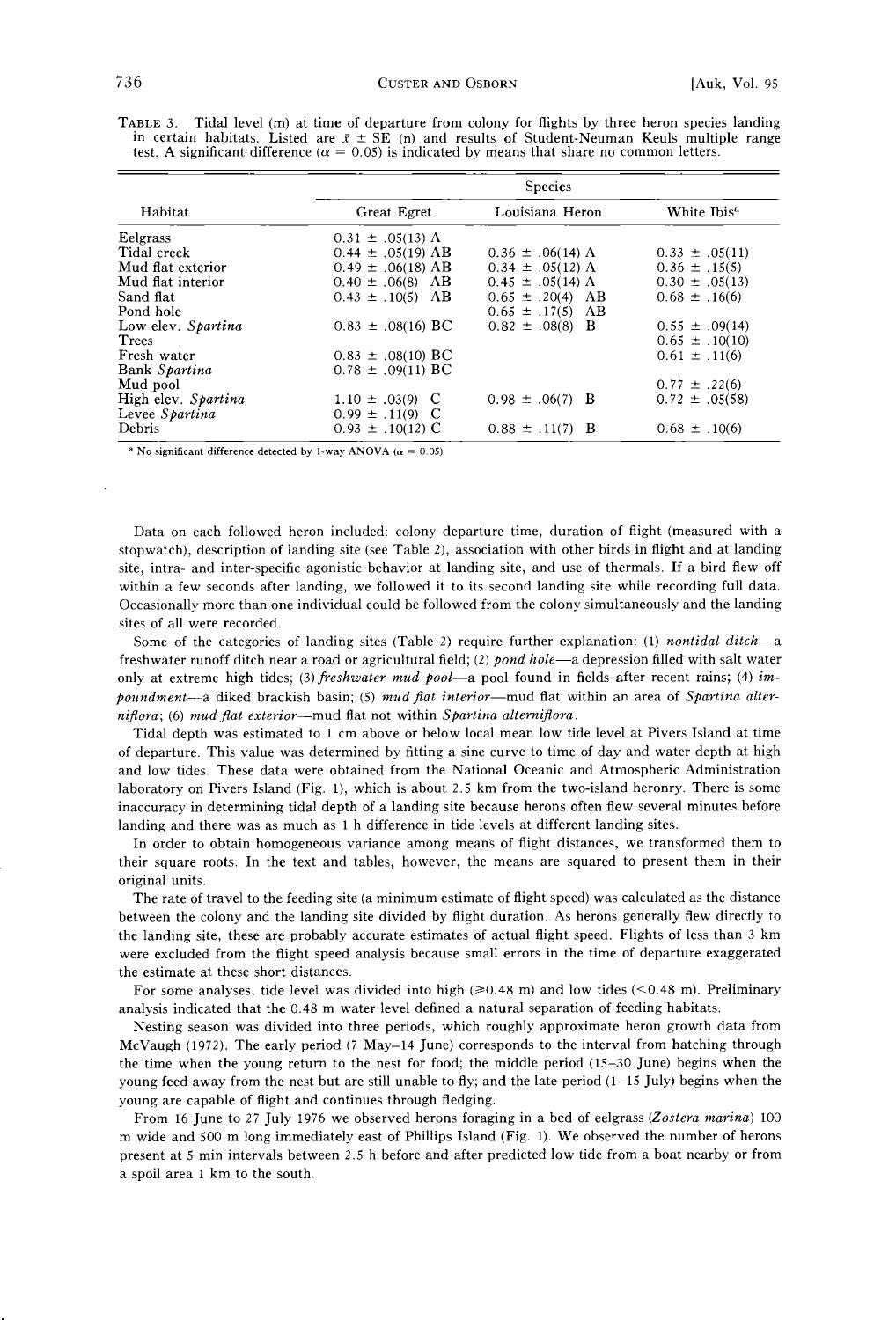TABLE 3. Tidal level (m) at time of departure from colony for flights by three heron species landing in certain habitats. Listed are $\bar{x} \pm$ SE (n) and results of Student-Neuman Keuls multiple range test. A significant difference ($\alpha = 0.05$) is indicated by means that share no common letters.

| Habitat | Species | | |
|---|---|---|---|
| | Great Egret | Louisiana Heron | White Ibis[a] |
| Eelgrass | 0.31 ± .05(13) A | | |
| Tidal creek | 0.44 ± .05(19) AB | 0.36 ± .06(14) A | 0.33 ± .05(11) |
| Mud flat exterior | 0.49 ± .06(18) AB | 0.34 ± .05(12) A | 0.36 ± .15(5) |
| Mud flat interior | 0.40 ± .06(8) AB | 0.45 ± .05(14) A | 0.30 ± .05(13) |
| Sand flat | 0.43 ± .10(5) AB | 0.65 ± .20(4) AB | 0.68 ± .16(6) |
| Pond hole | | 0.65 ± .17(5) AB | |
| Low elev. *Spartina* | 0.83 ± .08(16) BC | 0.82 ± .08(8) B | 0.55 ± .09(14) |
| Trees | | | 0.65 ± .10(10) |
| Fresh water | 0.83 ± .08(10) BC | | 0.61 ± .11(6) |
| Bank *Spartina* | 0.78 ± .09(11) BC | | |
| Mud pool | | | 0.77 ± .22(6) |
| High elev. *Spartina* | 1.10 ± .03(9) C | 0.98 ± .06(7) B | 0.72 ± .05(58) |
| Levee *Spartina* | 0.99 ± .11(9) C | | |
| Debris | 0.93 ± .10(12) C | 0.88 ± .11(7) B | 0.68 ± .10(6) |

[a] No significant difference detected by 1-way ANOVA ($\alpha = 0.05$)

Data on each followed heron included: colony departure time, duration of flight (measured with a stopwatch), description of landing site (see Table 2), association with other birds in flight and at landing site, intra- and inter-specific agonistic behavior at landing site, and use of thermals. If a bird flew off within a few seconds after landing, we followed it to its second landing site while recording full data. Occasionally more than one individual could be followed from the colony simultaneously and the landing sites of all were recorded.

Some of the categories of landing sites (Table 2) require further explanation: (1) *nontidal ditch*—a freshwater runoff ditch near a road or agricultural field; (2) *pond hole*—a depression filled with salt water only at extreme high tides; (3) *freshwater mud pool*—a pool found in fields after recent rains; (4) *impoundment*—a diked brackish basin; (5) *mud flat interior*—mud flat within an area of *Spartina alterniflora*; (6) *mud flat exterior*—mud flat not within *Spartina alterniflora*.

Tidal depth was estimated to 1 cm above or below local mean low tide level at Pivers Island at time of departure. This value was determined by fitting a sine curve to time of day and water depth at high and low tides. These data were obtained from the National Oceanic and Atmospheric Administration laboratory on Pivers Island (Fig. 1), which is about 2.5 km from the two-island heronry. There is some inaccuracy in determining tidal depth of a landing site because herons often flew several minutes before landing and there was as much as 1 h difference in tide levels at different landing sites.

In order to obtain homogeneous variance among means of flight distances, we transformed them to their square roots. In the text and tables, however, the means are squared to present them in their original units.

The rate of travel to the feeding site (a minimum estimate of flight speed) was calculated as the distance between the colony and the landing site divided by flight duration. As herons generally flew directly to the landing site, these are probably accurate estimates of actual flight speed. Flights of less than 3 km were excluded from the flight speed analysis because small errors in the time of departure exaggerated the estimate at these short distances.

For some analyses, tide level was divided into high ($\geq$0.48 m) and low tides (<0.48 m). Preliminary analysis indicated that the 0.48 m water level defined a natural separation of feeding habitats.

Nesting season was divided into three periods, which roughly approximate heron growth data from McVaugh (1972). The early period (7 May–14 June) corresponds to the interval from hatching through the time when the young return to the nest for food; the middle period (15–30 June) begins when the young feed away from the nest but are still unable to fly; and the late period (1–15 July) begins when the young are capable of flight and continues through fledging.

From 16 June to 27 July 1976 we observed herons foraging in a bed of eelgrass (*Zostera marina*) 100 m wide and 500 m long immediately east of Phillips Island (Fig. 1). We observed the number of herons present at 5 min intervals between 2.5 h before and after predicted low tide from a boat nearby or from a spoil area 1 km to the south.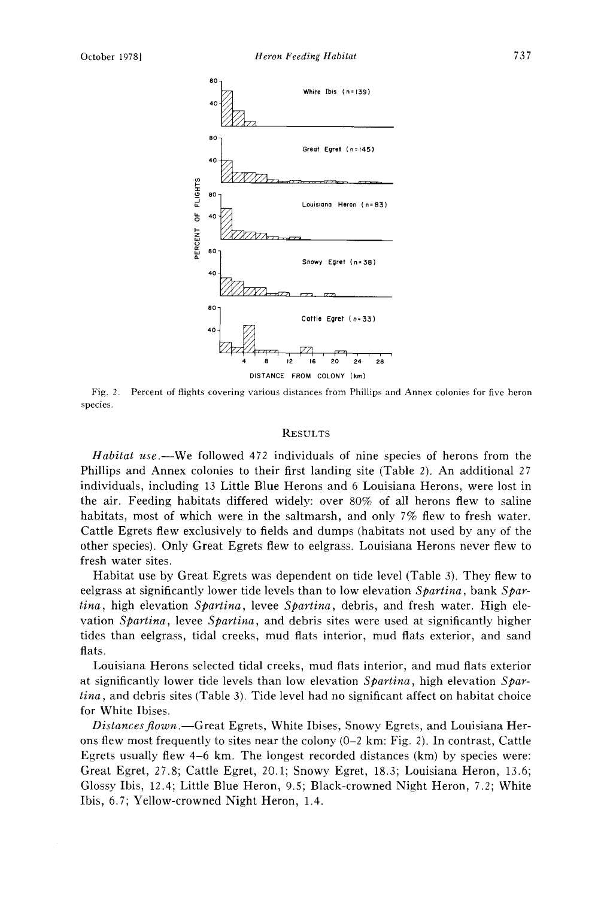Fig. 2. Percent of flights covering various distances from Phillips and Annex colonies for five heron species.

## RESULTS

*Habitat use.*—We followed 472 individuals of nine species of herons from the Phillips and Annex colonies to their first landing site (Table 2). An additional 27 individuals, including 13 Little Blue Herons and 6 Louisiana Herons, were lost in the air. Feeding habitats differed widely: over 80% of all herons flew to saline habitats, most of which were in the saltmarsh, and only 7% flew to fresh water. Cattle Egrets flew exclusively to fields and dumps (habitats not used by any of the other species). Only Great Egrets flew to eelgrass. Louisiana Herons never flew to fresh water sites.

Habitat use by Great Egrets was dependent on tide level (Table 3). They flew to eelgrass at significantly lower tide levels than to low elevation *Spartina*, bank *Spartina*, high elevation *Spartina*, levee *Spartina*, debris, and fresh water. High elevation *Spartina*, levee *Spartina*, and debris sites were used at significantly higher tides than eelgrass, tidal creeks, mud flats interior, mud flats exterior, and sand flats.

Louisiana Herons selected tidal creeks, mud flats interior, and mud flats exterior at significantly lower tide levels than low elevation *Spartina*, high elevation *Spartina*, and debris sites (Table 3). Tide level had no significant affect on habitat choice for White Ibises.

*Distances flown.*—Great Egrets, White Ibises, Snowy Egrets, and Louisiana Herons flew most frequently to sites near the colony (0–2 km: Fig. 2). In contrast, Cattle Egrets usually flew 4–6 km. The longest recorded distances (km) by species were: Great Egret, 27.8; Cattle Egret, 20.1; Snowy Egret, 18.3; Louisiana Heron, 13.6; Glossy Ibis, 12.4; Little Blue Heron, 9.5; Black-crowned Night Heron, 7.2; White Ibis, 6.7; Yellow-crowned Night Heron, 1.4.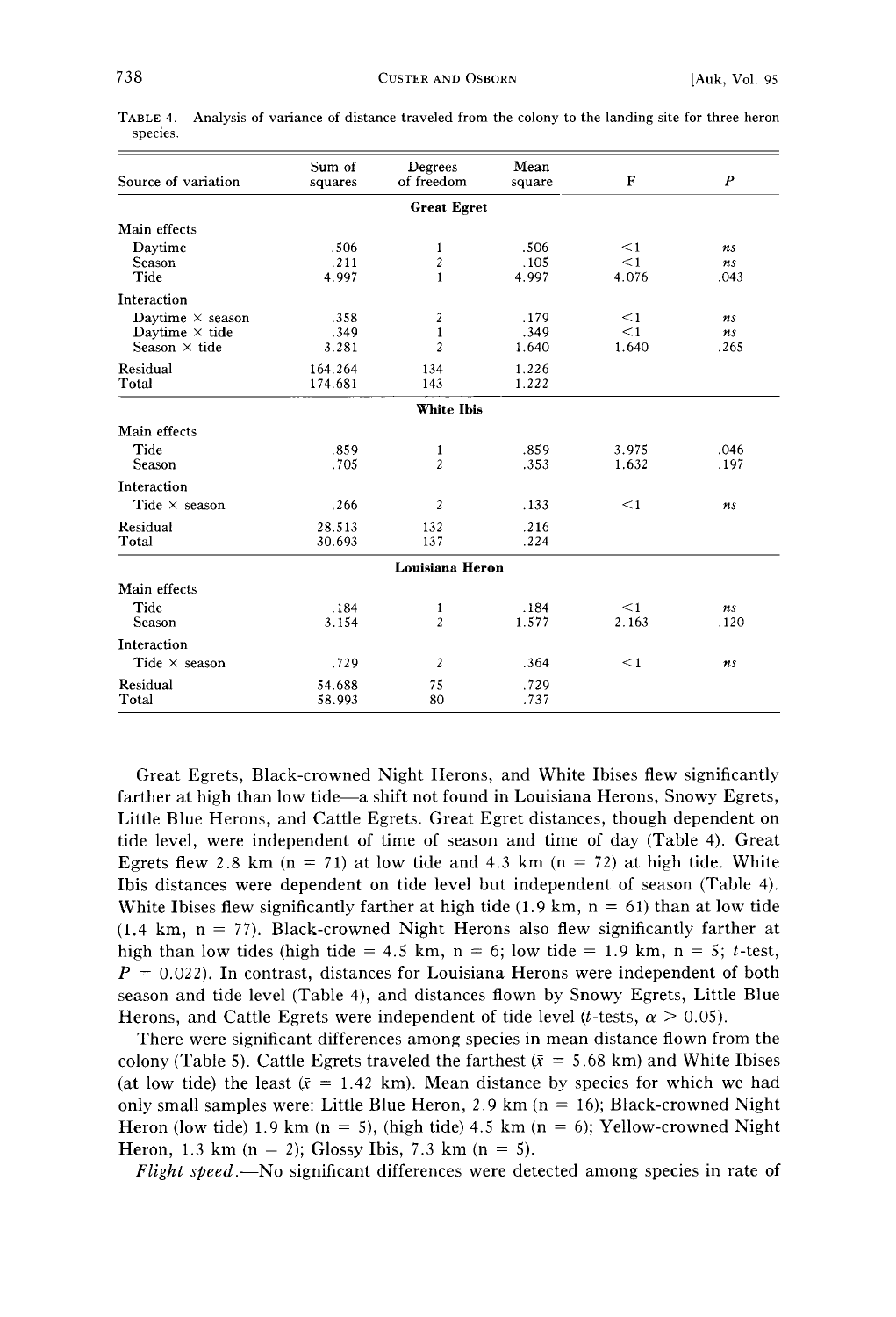TABLE 4. Analysis of variance of distance traveled from the colony to the landing site for three heron species.

| Source of variation | Sum of squares | Degrees of freedom | Mean square | F | P |
|---|---|---|---|---|---|
| | | **Great Egret** | | | |
| Main effects | | | | | |
| Daytime | .506 | 1 | .506 | <1 | *ns* |
| Season | .211 | 2 | .105 | <1 | *ns* |
| Tide | 4.997 | 1 | 4.997 | 4.076 | .043 |
| Interaction | | | | | |
| Daytime × season | .358 | 2 | .179 | <1 | *ns* |
| Daytime × tide | .349 | 1 | .349 | <1 | *ns* |
| Season × tide | 3.281 | 2 | 1.640 | 1.640 | .265 |
| Residual | 164.264 | 134 | 1.226 | | |
| Total | 174.681 | 143 | 1.222 | | |
| | | **White Ibis** | | | |
| Main effects | | | | | |
| Tide | .859 | 1 | .859 | 3.975 | .046 |
| Season | .705 | 2 | .353 | 1.632 | .197 |
| Interaction | | | | | |
| Tide × season | .266 | 2 | .133 | <1 | *ns* |
| Residual | 28.513 | 132 | .216 | | |
| Total | 30.693 | 137 | .224 | | |
| | | **Louisiana Heron** | | | |
| Main effects | | | | | |
| Tide | .184 | 1 | .184 | <1 | *ns* |
| Season | 3.154 | 2 | 1.577 | 2.163 | .120 |
| Interaction | | | | | |
| Tide × season | .729 | 2 | .364 | <1 | *ns* |
| Residual | 54.688 | 75 | .729 | | |
| Total | 58.993 | 80 | .737 | | |

Great Egrets, Black-crowned Night Herons, and White Ibises flew significantly farther at high than low tide—a shift not found in Louisiana Herons, Snowy Egrets, Little Blue Herons, and Cattle Egrets. Great Egret distances, though dependent on tide level, were independent of time of season and time of day (Table 4). Great Egrets flew 2.8 km (n = 71) at low tide and 4.3 km (n = 72) at high tide. White Ibis distances were dependent on tide level but independent of season (Table 4). White Ibises flew significantly farther at high tide (1.9 km, n = 61) than at low tide (1.4 km, n = 77). Black-crowned Night Herons also flew significantly farther at high than low tides (high tide = 4.5 km, n = 6; low tide = 1.9 km, n = 5; *t*-test, $P = 0.022$). In contrast, distances for Louisiana Herons were independent of both season and tide level (Table 4), and distances flown by Snowy Egrets, Little Blue Herons, and Cattle Egrets were independent of tide level (*t*-tests, $\alpha > 0.05$).

There were significant differences among species in mean distance flown from the colony (Table 5). Cattle Egrets traveled the farthest ($\bar{x} = 5.68$ km) and White Ibises (at low tide) the least ($\bar{x} = 1.42$ km). Mean distance by species for which we had only small samples were: Little Blue Heron, 2.9 km (n = 16); Black-crowned Night Heron (low tide) 1.9 km (n = 5), (high tide) 4.5 km (n = 6); Yellow-crowned Night Heron, 1.3 km (n = 2); Glossy Ibis, 7.3 km (n = 5).

*Flight speed.*—No significant differences were detected among species in rate of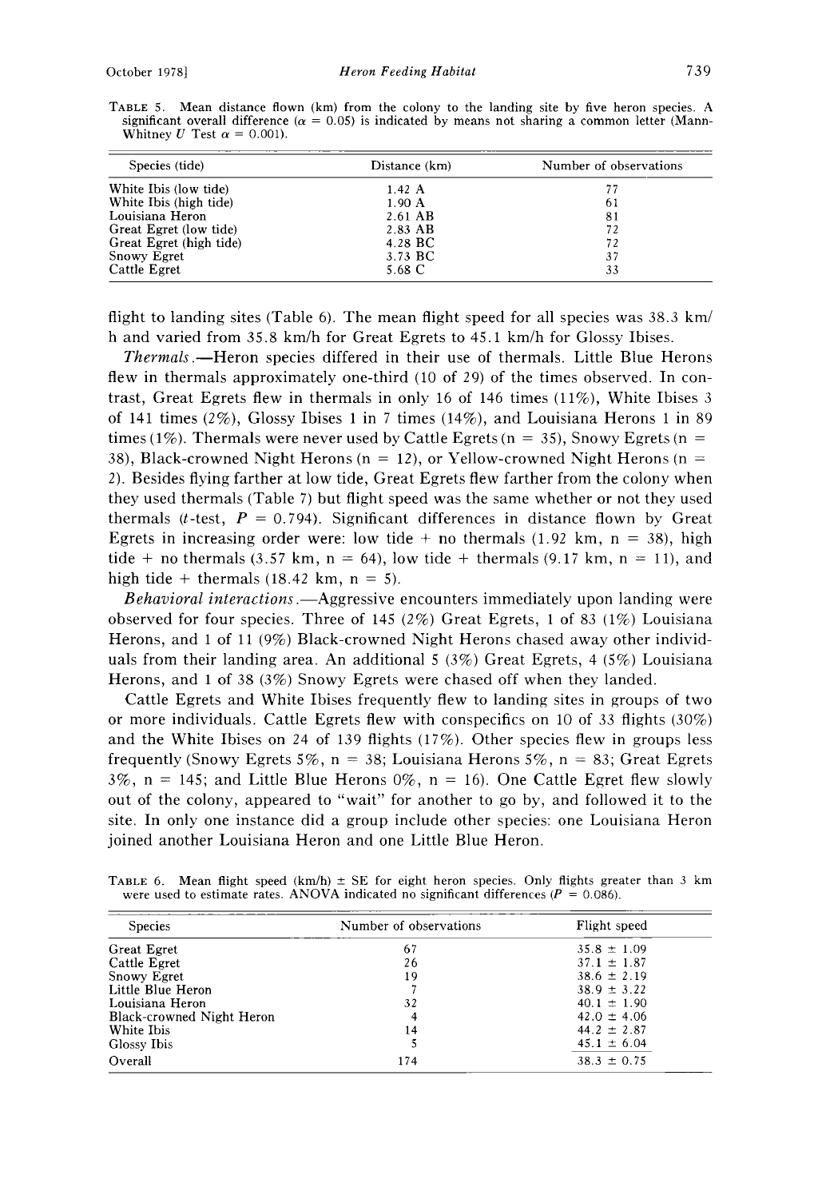TABLE 5. Mean distance flown (km) from the colony to the landing site by five heron species. A significant overall difference ($\alpha = 0.05$) is indicated by means not sharing a common letter (Mann-Whitney $U$ Test $\alpha = 0.001$).

| Species (tide) | Distance (km) | Number of observations |
|---|---|---|
| White Ibis (low tide) | 1.42 A | 77 |
| White Ibis (high tide) | 1.90 A | 61 |
| Louisiana Heron | 2.61 AB | 81 |
| Great Egret (low tide) | 2.83 AB | 72 |
| Great Egret (high tide) | 4.28 BC | 72 |
| Snowy Egret | 3.73 BC | 37 |
| Cattle Egret | 5.68 C | 33 |

flight to landing sites (Table 6). The mean flight speed for all species was 38.3 km/h and varied from 35.8 km/h for Great Egrets to 45.1 km/h for Glossy Ibises.

*Thermals*.—Heron species differed in their use of thermals. Little Blue Herons flew in thermals approximately one-third (10 of 29) of the times observed. In contrast, Great Egrets flew in thermals in only 16 of 146 times (11%), White Ibises 3 of 141 times (2%), Glossy Ibises 1 in 7 times (14%), and Louisiana Herons 1 in 89 times (1%). Thermals were never used by Cattle Egrets (n = 35), Snowy Egrets (n = 38), Black-crowned Night Herons (n = 12), or Yellow-crowned Night Herons (n = 2). Besides flying farther at low tide, Great Egrets flew farther from the colony when they used thermals (Table 7) but flight speed was the same whether or not they used thermals ($t$-test, $P = 0.794$). Significant differences in distance flown by Great Egrets in increasing order were: low tide + no thermals (1.92 km, n = 38), high tide + no thermals (3.57 km, n = 64), low tide + thermals (9.17 km, n = 11), and high tide + thermals (18.42 km, n = 5).

*Behavioral interactions*.—Aggressive encounters immediately upon landing were observed for four species. Three of 145 (2%) Great Egrets, 1 of 83 (1%) Louisiana Herons, and 1 of 11 (9%) Black-crowned Night Herons chased away other individuals from their landing area. An additional 5 (3%) Great Egrets, 4 (5%) Louisiana Herons, and 1 of 38 (3%) Snowy Egrets were chased off when they landed.

Cattle Egrets and White Ibises frequently flew to landing sites in groups of two or more individuals. Cattle Egrets flew with conspecifics on 10 of 33 flights (30%) and the White Ibises on 24 of 139 flights (17%). Other species flew in groups less frequently (Snowy Egrets 5%, n = 38; Louisiana Herons 5%, n = 83; Great Egrets 3%, n = 145; and Little Blue Herons 0%, n = 16). One Cattle Egret flew slowly out of the colony, appeared to "wait" for another to go by, and followed it to the site. In only one instance did a group include other species: one Louisiana Heron joined another Louisiana Heron and one Little Blue Heron.

TABLE 6. Mean flight speed (km/h) ± SE for eight heron species. Only flights greater than 3 km were used to estimate rates. ANOVA indicated no significant differences ($P = 0.086$).

| Species | Number of observations | Flight speed |
|---|---|---|
| Great Egret | 67 | 35.8 ± 1.09 |
| Cattle Egret | 26 | 37.1 ± 1.87 |
| Snowy Egret | 19 | 38.6 ± 2.19 |
| Little Blue Heron | 7 | 38.9 ± 3.22 |
| Louisiana Heron | 32 | 40.1 ± 1.90 |
| Black-crowned Night Heron | 4 | 42.0 ± 4.06 |
| White Ibis | 14 | 44.2 ± 2.87 |
| Glossy Ibis | 5 | 45.1 ± 6.04 |
| Overall | 174 | 38.3 ± 0.75 |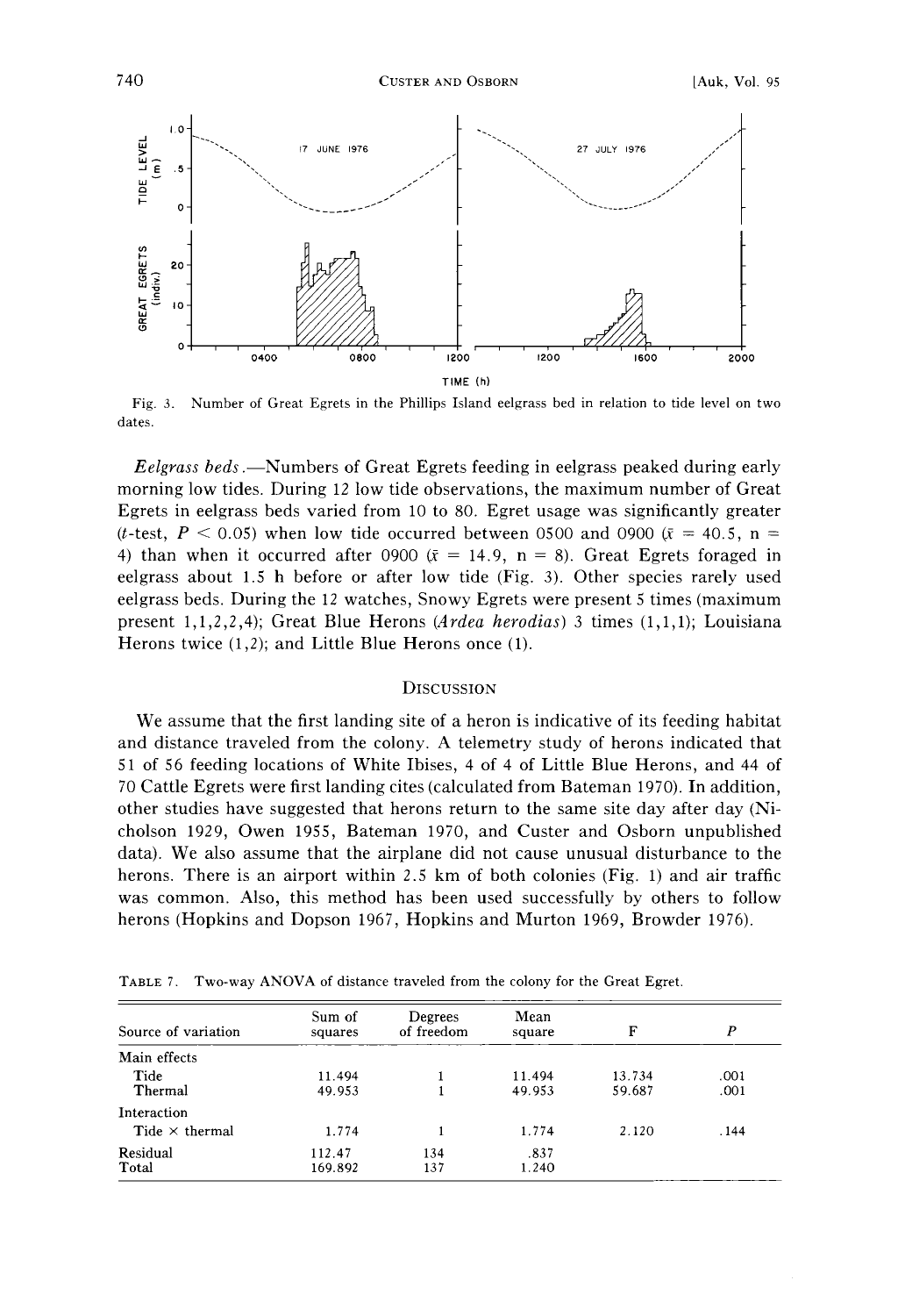Fig. 3. Number of Great Egrets in the Phillips Island eelgrass bed in relation to tide level on two dates.

*Eelgrass beds*.—Numbers of Great Egrets feeding in eelgrass peaked during early morning low tides. During 12 low tide observations, the maximum number of Great Egrets in eelgrass beds varied from 10 to 80. Egret usage was significantly greater ($t$-test, $P < 0.05$) when low tide occurred between 0500 and 0900 ($\bar{x} = 40.5$, n = 4) than when it occurred after 0900 ($\bar{x} = 14.9$, n = 8). Great Egrets foraged in eelgrass about 1.5 h before or after low tide (Fig. 3). Other species rarely used eelgrass beds. During the 12 watches, Snowy Egrets were present 5 times (maximum present 1,1,2,2,4); Great Blue Herons (*Ardea herodias*) 3 times (1,1,1); Louisiana Herons twice (1,2); and Little Blue Herons once (1).

## Discussion

We assume that the first landing site of a heron is indicative of its feeding habitat and distance traveled from the colony. A telemetry study of herons indicated that 51 of 56 feeding locations of White Ibises, 4 of 4 of Little Blue Herons, and 44 of 70 Cattle Egrets were first landing cites (calculated from Bateman 1970). In addition, other studies have suggested that herons return to the same site day after day (Nicholson 1929, Owen 1955, Bateman 1970, and Custer and Osborn unpublished data). We also assume that the airplane did not cause unusual disturbance to the herons. There is an airport within 2.5 km of both colonies (Fig. 1) and air traffic was common. Also, this method has been used successfully by others to follow herons (Hopkins and Dopson 1967, Hopkins and Murton 1969, Browder 1976).

TABLE 7. Two-way ANOVA of distance traveled from the colony for the Great Egret.

| Source of variation | Sum of squares | Degrees of freedom | Mean square | F | $P$ |
|---|---|---|---|---|---|
| Main effects | | | | | |
| Tide | 11.494 | 1 | 11.494 | 13.734 | .001 |
| Thermal | 49.953 | 1 | 49.953 | 59.687 | .001 |
| Interaction | | | | | |
| Tide × thermal | 1.774 | 1 | 1.774 | 2.120 | .144 |
| Residual | 112.47 | 134 | .837 | | |
| Total | 169.892 | 137 | 1.240 | | |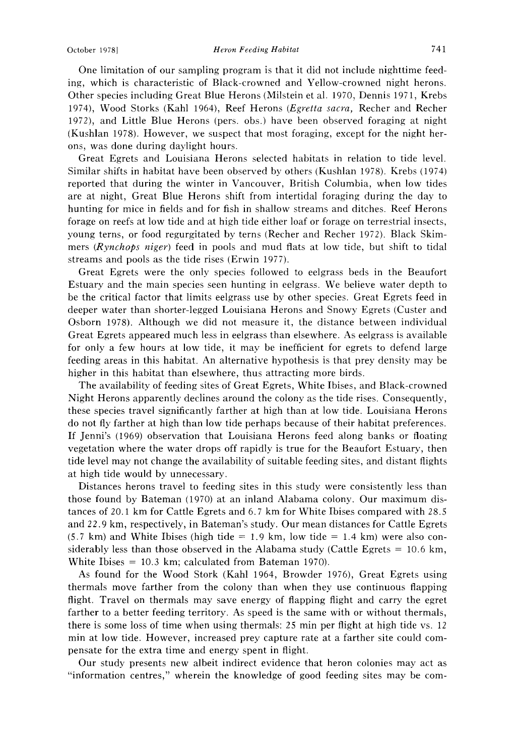One limitation of our sampling program is that it did not include nighttime feeding, which is characteristic of Black-crowned and Yellow-crowned night herons. Other species including Great Blue Herons (Milstein et al. 1970, Dennis 1971, Krebs 1974), Wood Storks (Kahl 1964), Reef Herons (*Egretta sacra,* Recher and Recher 1972), and Little Blue Herons (pers. obs.) have been observed foraging at night (Kushlan 1978). However, we suspect that most foraging, except for the night herons, was done during daylight hours.

Great Egrets and Louisiana Herons selected habitats in relation to tide level. Similar shifts in habitat have been observed by others (Kushlan 1978). Krebs (1974) reported that during the winter in Vancouver, British Columbia, when low tides are at night, Great Blue Herons shift from intertidal foraging during the day to hunting for mice in fields and for fish in shallow streams and ditches. Reef Herons forage on reefs at low tide and at high tide either loaf or forage on terrestrial insects, young terns, or food regurgitated by terns (Recher and Recher 1972). Black Skimmers (*Rynchops niger*) feed in pools and mud flats at low tide, but shift to tidal streams and pools as the tide rises (Erwin 1977).

Great Egrets were the only species followed to eelgrass beds in the Beaufort Estuary and the main species seen hunting in eelgrass. We believe water depth to be the critical factor that limits eelgrass use by other species. Great Egrets feed in deeper water than shorter-legged Louisiana Herons and Snowy Egrets (Custer and Osborn 1978). Although we did not measure it, the distance between individual Great Egrets appeared much less in eelgrass than elsewhere. As eelgrass is available for only a few hours at low tide, it may be inefficient for egrets to defend large feeding areas in this habitat. An alternative hypothesis is that prey density may be higher in this habitat than elsewhere, thus attracting more birds.

The availability of feeding sites of Great Egrets, White Ibises, and Black-crowned Night Herons apparently declines around the colony as the tide rises. Consequently, these species travel significantly farther at high than at low tide. Louisiana Herons do not fly farther at high than low tide perhaps because of their habitat preferences. If Jenni's (1969) observation that Louisiana Herons feed along banks or floating vegetation where the water drops off rapidly is true for the Beaufort Estuary, then tide level may not change the availability of suitable feeding sites, and distant flights at high tide would by unnecessary.

Distances herons travel to feeding sites in this study were consistently less than those found by Bateman (1970) at an inland Alabama colony. Our maximum distances of 20.1 km for Cattle Egrets and 6.7 km for White Ibises compared with 28.5 and 22.9 km, respectively, in Bateman's study. Our mean distances for Cattle Egrets (5.7 km) and White Ibises (high tide = 1.9 km, low tide = 1.4 km) were also considerably less than those observed in the Alabama study (Cattle Egrets = 10.6 km, White Ibises = 10.3 km; calculated from Bateman 1970).

As found for the Wood Stork (Kahl 1964, Browder 1976), Great Egrets using thermals move farther from the colony than when they use continuous flapping flight. Travel on thermals may save energy of flapping flight and carry the egret farther to a better feeding territory. As speed is the same with or without thermals, there is some loss of time when using thermals: 25 min per flight at high tide vs. 12 min at low tide. However, increased prey capture rate at a farther site could compensate for the extra time and energy spent in flight.

Our study presents new albeit indirect evidence that heron colonies may act as "information centres," wherein the knowledge of good feeding sites may be com-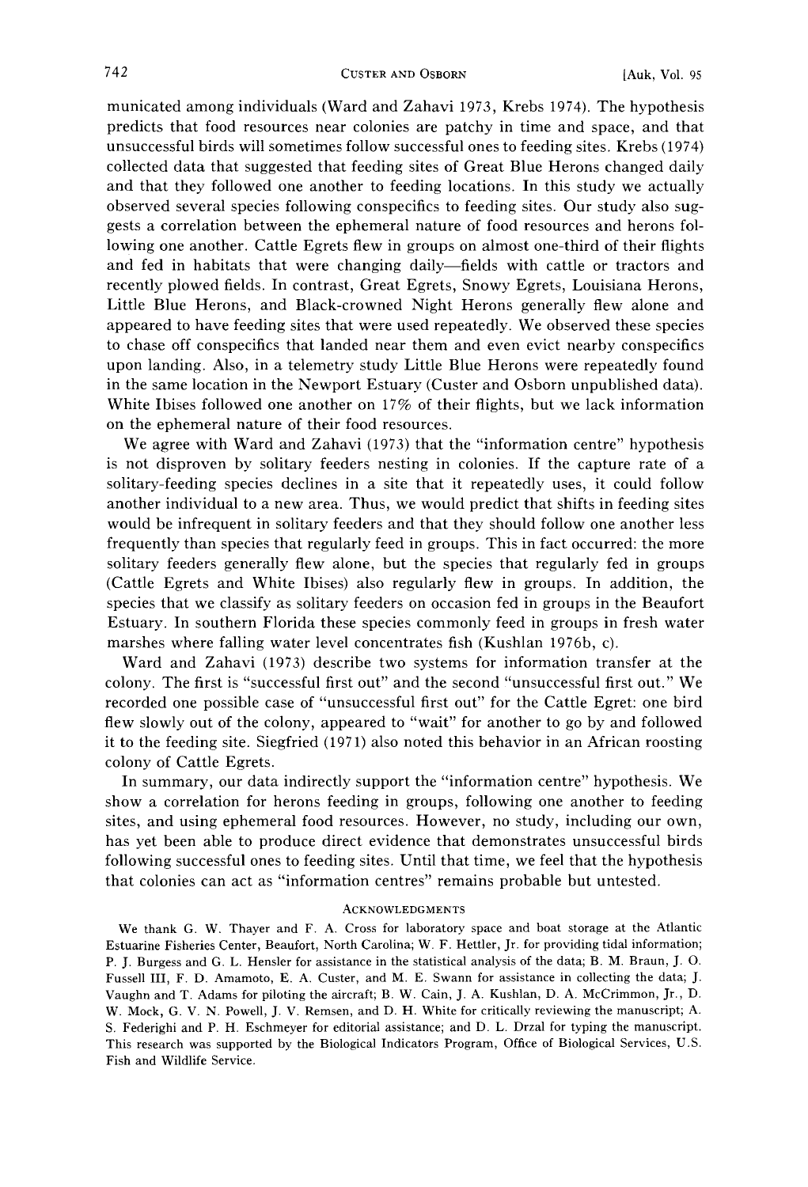municated among individuals (Ward and Zahavi 1973, Krebs 1974). The hypothesis predicts that food resources near colonies are patchy in time and space, and that unsuccessful birds will sometimes follow successful ones to feeding sites. Krebs (1974) collected data that suggested that feeding sites of Great Blue Herons changed daily and that they followed one another to feeding locations. In this study we actually observed several species following conspecifics to feeding sites. Our study also suggests a correlation between the ephemeral nature of food resources and herons following one another. Cattle Egrets flew in groups on almost one-third of their flights and fed in habitats that were changing daily—fields with cattle or tractors and recently plowed fields. In contrast, Great Egrets, Snowy Egrets, Louisiana Herons, Little Blue Herons, and Black-crowned Night Herons generally flew alone and appeared to have feeding sites that were used repeatedly. We observed these species to chase off conspecifics that landed near them and even evict nearby conspecifics upon landing. Also, in a telemetry study Little Blue Herons were repeatedly found in the same location in the Newport Estuary (Custer and Osborn unpublished data). White Ibises followed one another on 17% of their flights, but we lack information on the ephemeral nature of their food resources.

We agree with Ward and Zahavi (1973) that the "information centre" hypothesis is not disproven by solitary feeders nesting in colonies. If the capture rate of a solitary-feeding species declines in a site that it repeatedly uses, it could follow another individual to a new area. Thus, we would predict that shifts in feeding sites would be infrequent in solitary feeders and that they should follow one another less frequently than species that regularly feed in groups. This in fact occurred: the more solitary feeders generally flew alone, but the species that regularly fed in groups (Cattle Egrets and White Ibises) also regularly flew in groups. In addition, the species that we classify as solitary feeders on occasion fed in groups in the Beaufort Estuary. In southern Florida these species commonly feed in groups in fresh water marshes where falling water level concentrates fish (Kushlan 1976b, c).

Ward and Zahavi (1973) describe two systems for information transfer at the colony. The first is "successful first out" and the second "unsuccessful first out." We recorded one possible case of "unsuccessful first out" for the Cattle Egret: one bird flew slowly out of the colony, appeared to "wait" for another to go by and followed it to the feeding site. Siegfried (1971) also noted this behavior in an African roosting colony of Cattle Egrets.

In summary, our data indirectly support the "information centre" hypothesis. We show a correlation for herons feeding in groups, following one another to feeding sites, and using ephemeral food resources. However, no study, including our own, has yet been able to produce direct evidence that demonstrates unsuccessful birds following successful ones to feeding sites. Until that time, we feel that the hypothesis that colonies can act as "information centres" remains probable but untested.

## Acknowledgments

We thank G. W. Thayer and F. A. Cross for laboratory space and boat storage at the Atlantic Estuarine Fisheries Center, Beaufort, North Carolina; W. F. Hettler, Jr. for providing tidal information; P. J. Burgess and G. L. Hensler for assistance in the statistical analysis of the data; B. M. Braun, J. O. Fussell III, F. D. Amamoto, E. A. Custer, and M. E. Swann for assistance in collecting the data; J. Vaughn and T. Adams for piloting the aircraft; B. W. Cain, J. A. Kushlan, D. A. McCrimmon, Jr., D. W. Mock, G. V. N. Powell, J. V. Remsen, and D. H. White for critically reviewing the manuscript; A. S. Federighi and P. H. Eschmeyer for editorial assistance; and D. L. Drzal for typing the manuscript. This research was supported by the Biological Indicators Program, Office of Biological Services, U.S. Fish and Wildlife Service.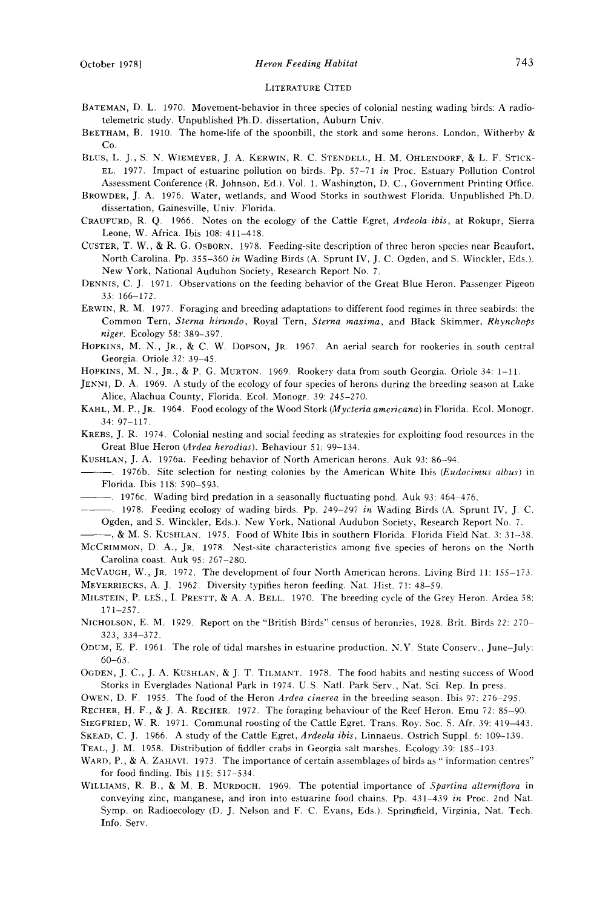## Literature Cited

BATEMAN, D. L. 1970. Movement-behavior in three species of colonial nesting wading birds: A radiotelemetric study. Unpublished Ph.D. dissertation, Auburn Univ.

BEETHAM, B. 1910. The home-life of the spoonbill, the stork and some herons. London, Witherby & Co.

BLUS, L. J., S. N. WIEMEYER, J. A. KERWIN, R. C. STENDELL, H. M. OHLENDORF, & L. F. STICKEL. 1977. Impact of estuarine pollution on birds. Pp. 57–71 *in* Proc. Estuary Pollution Control Assessment Conference (R. Johnson, Ed.). Vol. 1. Washington, D. C., Government Printing Office.

BROWDER, J. A. 1976. Water, wetlands, and Wood Storks in southwest Florida. Unpublished Ph.D. dissertation, Gainesville, Univ. Florida.

CRAUFURD, R. Q. 1966. Notes on the ecology of the Cattle Egret, *Ardeola ibis*, at Rokupr, Sierra Leone, W. Africa. Ibis 108: 411–418.

CUSTER, T. W., & R. G. OSBORN. 1978. Feeding-site description of three heron species near Beaufort, North Carolina. Pp. 355–360 *in* Wading Birds (A. Sprunt IV, J. C. Ogden, and S. Winckler, Eds.). New York, National Audubon Society, Research Report No. 7.

DENNIS, C. J. 1971. Observations on the feeding behavior of the Great Blue Heron. Passenger Pigeon 33: 166–172.

ERWIN, R. M. 1977. Foraging and breeding adaptations to different food regimes in three seabirds: the Common Tern, *Sterna hirundo*, Royal Tern, *Sterna maxima*, and Black Skimmer, *Rhynchops niger*. Ecology 58: 389–397.

HOPKINS, M. N., JR., & C. W. DOPSON, JR. 1967. An aerial search for rookeries in south central Georgia. Oriole 32: 39–45.

HOPKINS, M. N., JR., & P. G. MURTON. 1969. Rookery data from south Georgia. Oriole 34: 1–11.

JENNI, D. A. 1969. A study of the ecology of four species of herons during the breeding season at Lake Alice, Alachua County, Florida. Ecol. Monogr. 39: 245–270.

KAHL, M. P., JR. 1964. Food ecology of the Wood Stork (*Mycteria americana*) in Florida. Ecol. Monogr. 34: 97–117.

KREBS, J. R. 1974. Colonial nesting and social feeding as strategies for exploiting food resources in the Great Blue Heron (*Ardea herodias*). Behaviour 51: 99–134.

KUSHLAN, J. A. 1976a. Feeding behavior of North American herons. Auk 93: 86–94.

———. 1976b. Site selection for nesting colonies by the American White Ibis (*Eudocimus albus*) in Florida. Ibis 118: 590–593.

———. 1976c. Wading bird predation in a seasonally fluctuating pond. Auk 93: 464–476.

———. 1978. Feeding ecology of wading birds. Pp. 249–297 *in* Wading Birds (A. Sprunt IV, J. C. Ogden, and S. Winckler, Eds.). New York, National Audubon Society, Research Report No. 7.

———, & M. S. KUSHLAN. 1975. Food of White Ibis in southern Florida. Florida Field Nat. 3: 31–38.

MCCRIMMON, D. A., JR. 1978. Nest-site characteristics among five species of herons on the North Carolina coast. Auk 95: 267–280.

MCVAUGH, W., JR. 1972. The development of four North American herons. Living Bird 11: 155–173.

MEYERRIECKS, A. J. 1962. Diversity typifies heron feeding. Nat. Hist. 71: 48–59.

MILSTEIN, P. LES., I. PRESTT, & A. A. BELL. 1970. The breeding cycle of the Grey Heron. Ardea 58: 171–257.

NICHOLSON, E. M. 1929. Report on the "British Birds" census of heronries, 1928. Brit. Birds 22: 270–323, 334–372.

ODUM, E. P. 1961. The role of tidal marshes in estuarine production. N.Y. State Conserv., June–July: 60–63.

OGDEN, J. C., J. A. KUSHLAN, & J. T. TILMANT. 1978. The food habits and nesting success of Wood Storks in Everglades National Park in 1974. U.S. Natl. Park Serv., Nat. Sci. Rep. In press.

OWEN, D. F. 1955. The food of the Heron *Ardea cinerea* in the breeding season. Ibis 97: 276–295.

RECHER, H. F., & J. A. RECHER. 1972. The foraging behaviour of the Reef Heron. Emu 72: 85–90.

SIEGFRIED, W. R. 1971. Communal roosting of the Cattle Egret. Trans. Roy. Soc. S. Afr. 39: 419–443.

SKEAD, C. J. 1966. A study of the Cattle Egret, *Ardeola ibis*, Linnaeus. Ostrich Suppl. 6: 109–139.

TEAL, J. M. 1958. Distribution of fiddler crabs in Georgia salt marshes. Ecology 39: 185–193.

WARD, P., & A. ZAHAVI. 1973. The importance of certain assemblages of birds as " information centres" for food finding. Ibis 115: 517–534.

WILLIAMS, R. B., & M. B. MURDOCH. 1969. The potential importance of *Spartina alterniflora* in conveying zinc, manganese, and iron into estuarine food chains. Pp. 431–439 *in* Proc. 2nd Nat. Symp. on Radioecology (D. J. Nelson and F. C. Evans, Eds.). Springfield, Virginia, Nat. Tech. Info. Serv.